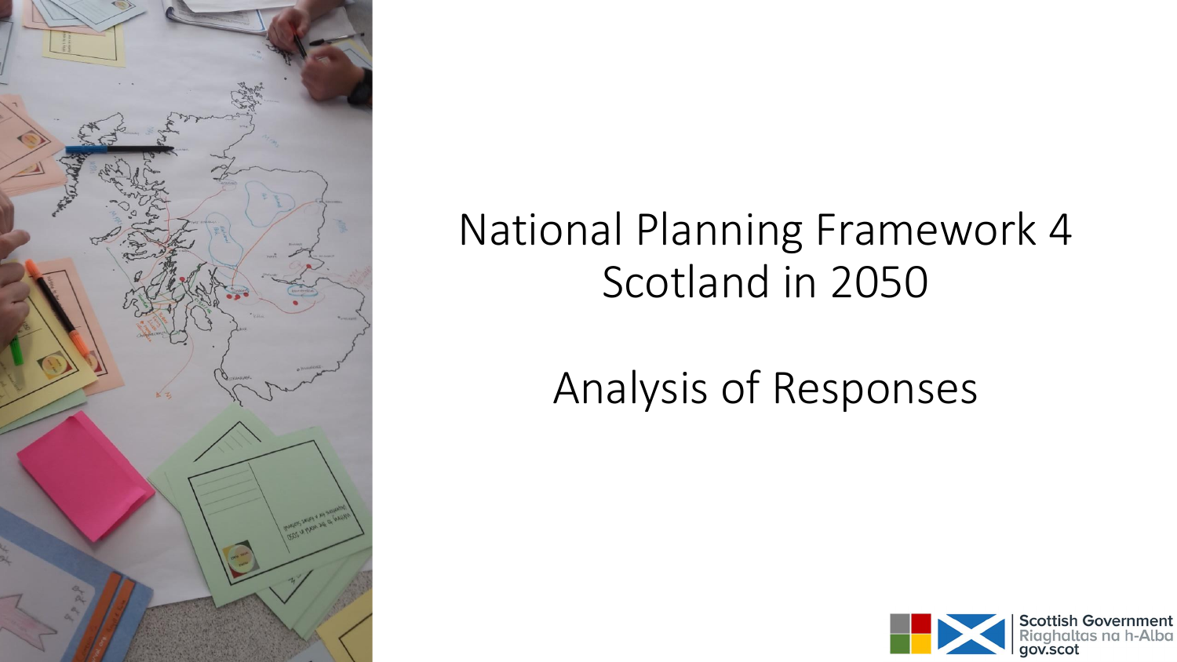# National Planning Framework 4
# Scotland in 2050

## Analysis of Responses

Scottish Government
Riaghaltas na h-Alba
gov.scot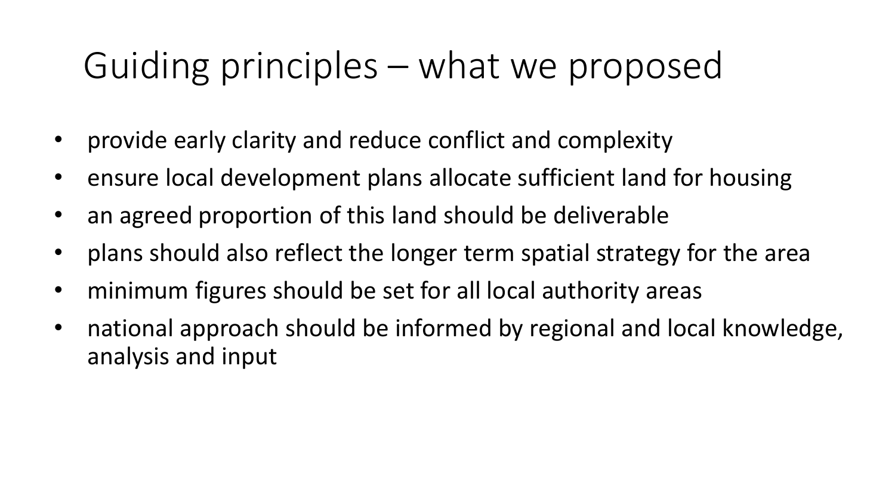# Guiding principles – what we proposed

- provide early clarity and reduce conflict and complexity
- ensure local development plans allocate sufficient land for housing
- an agreed proportion of this land should be deliverable
- plans should also reflect the longer term spatial strategy for the area
- minimum figures should be set for all local authority areas
- national approach should be informed by regional and local knowledge, analysis and input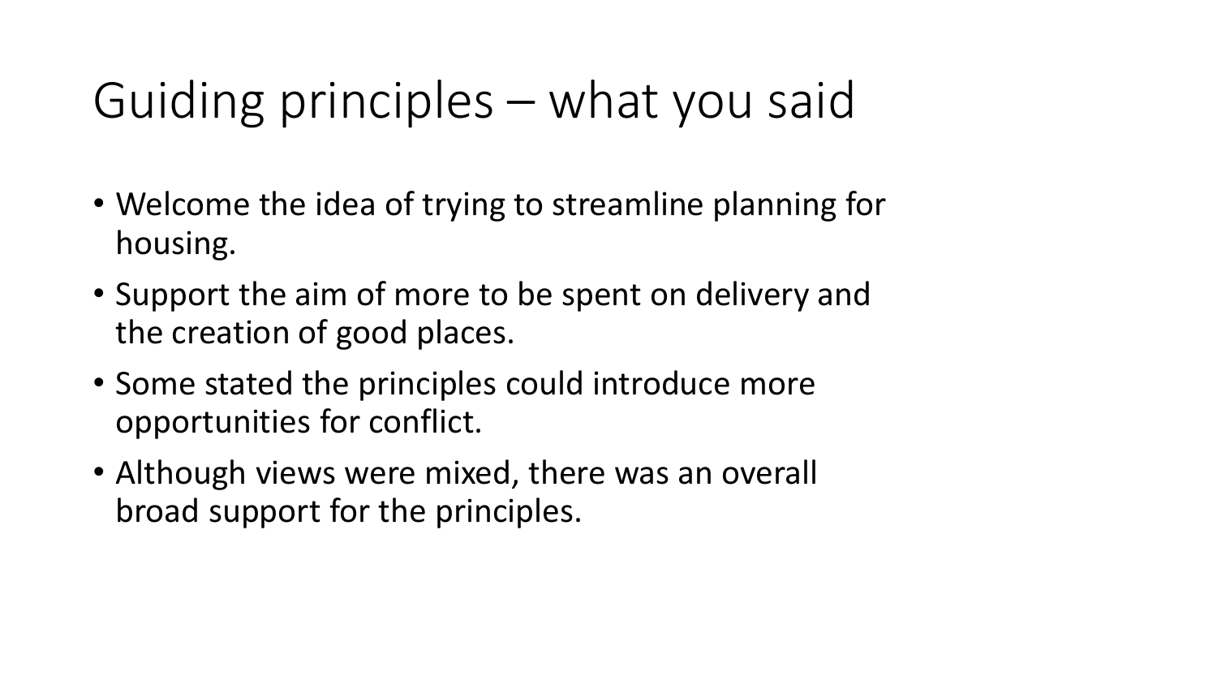# Guiding principles – what you said

- Welcome the idea of trying to streamline planning for housing.
- Support the aim of more to be spent on delivery and the creation of good places.
- Some stated the principles could introduce more opportunities for conflict.
- Although views were mixed, there was an overall broad support for the principles.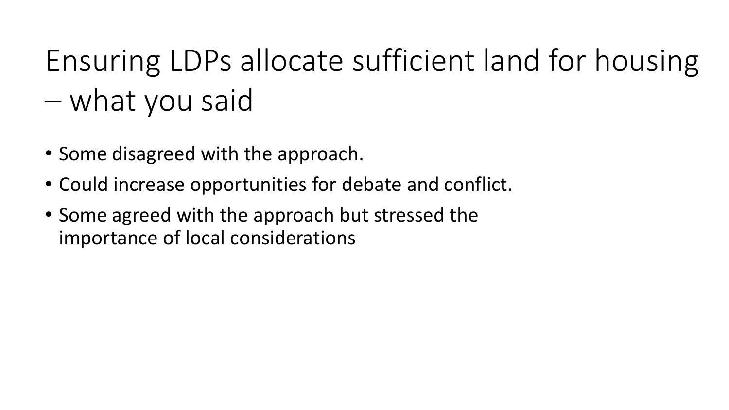# Ensuring LDPs allocate sufficient land for housing – what you said

- Some disagreed with the approach.
- Could increase opportunities for debate and conflict.
- Some agreed with the approach but stressed the importance of local considerations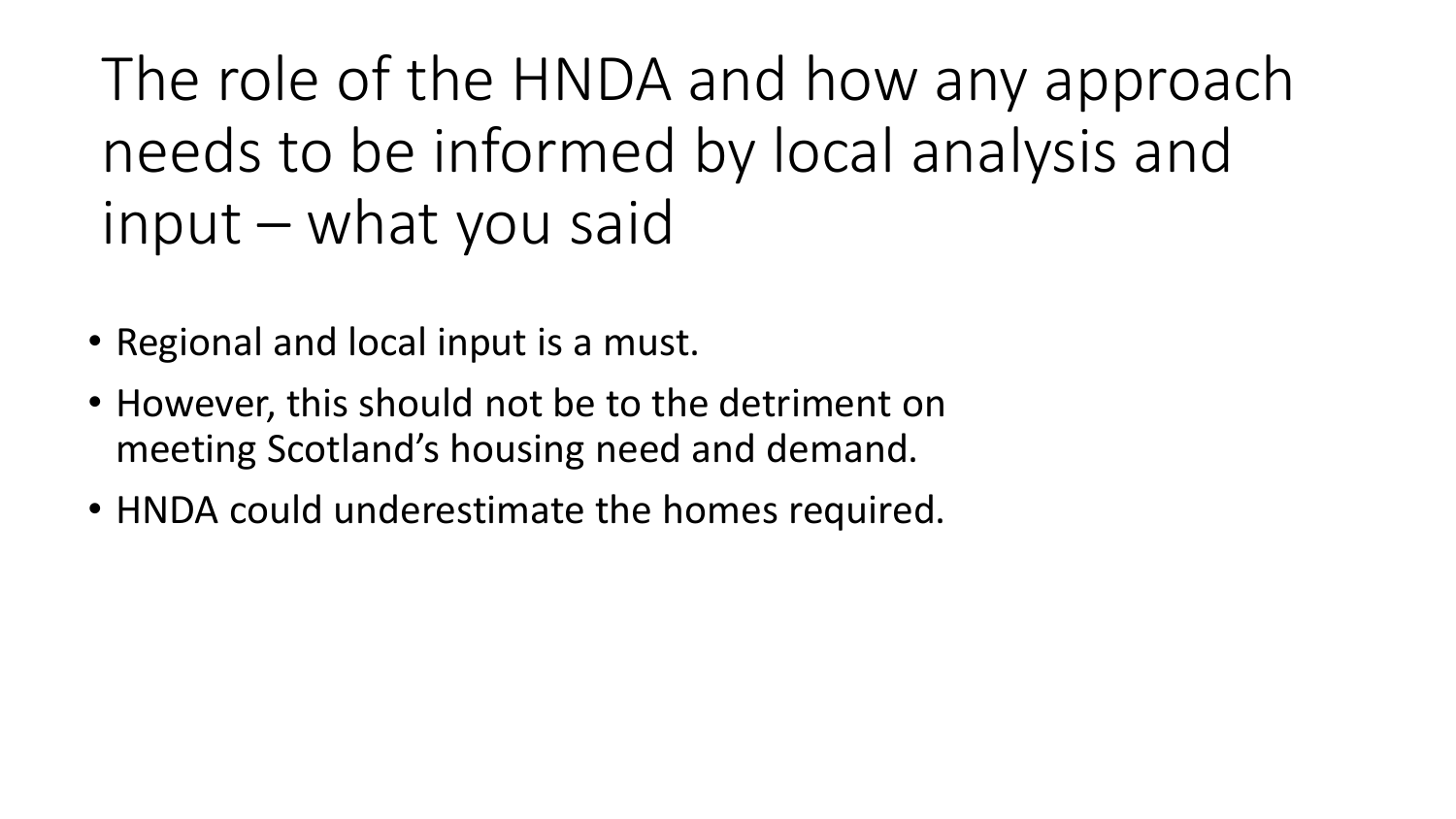# The role of the HNDA and how any approach needs to be informed by local analysis and input – what you said

- Regional and local input is a must.
- However, this should not be to the detriment on meeting Scotland's housing need and demand.
- HNDA could underestimate the homes required.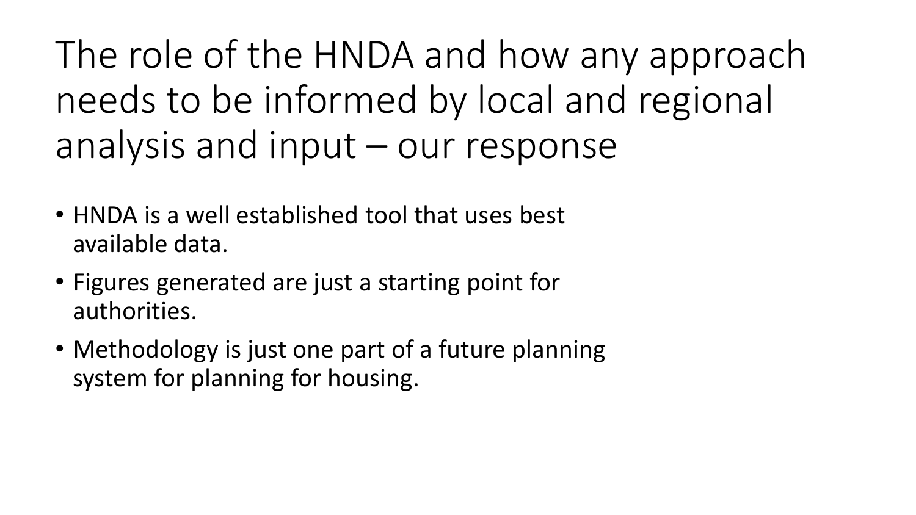# The role of the HNDA and how any approach needs to be informed by local and regional analysis and input – our response

- HNDA is a well established tool that uses best available data.
- Figures generated are just a starting point for authorities.
- Methodology is just one part of a future planning system for planning for housing.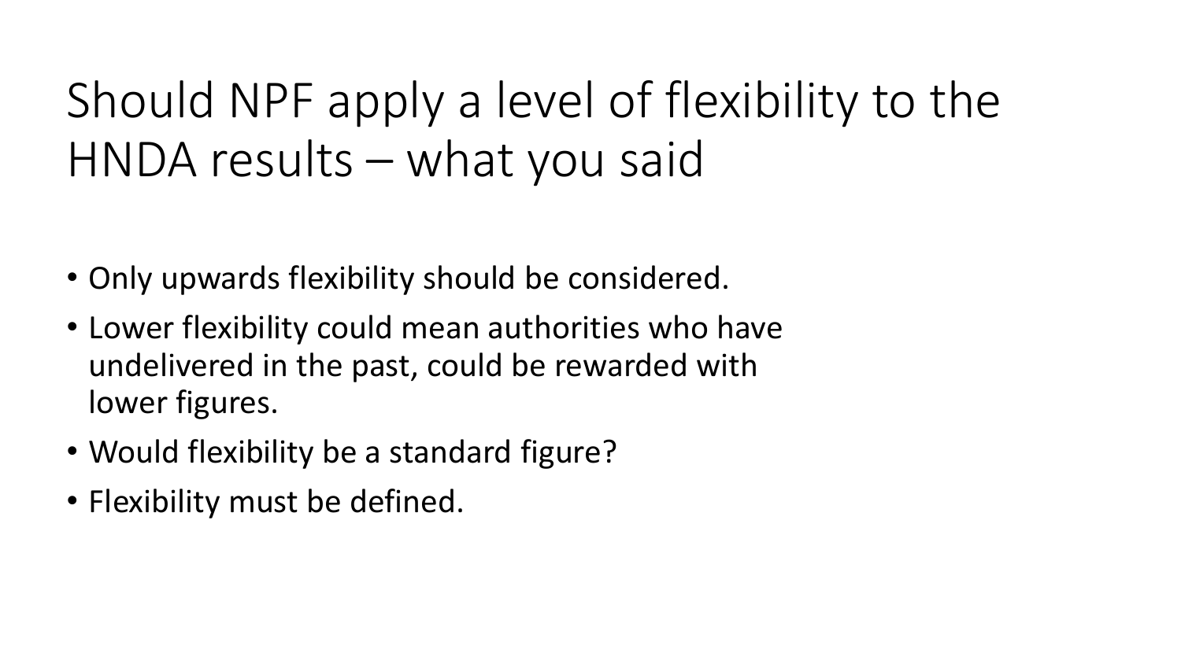# Should NPF apply a level of flexibility to the HNDA results – what you said

- Only upwards flexibility should be considered.
- Lower flexibility could mean authorities who have undelivered in the past, could be rewarded with lower figures.
- Would flexibility be a standard figure?
- Flexibility must be defined.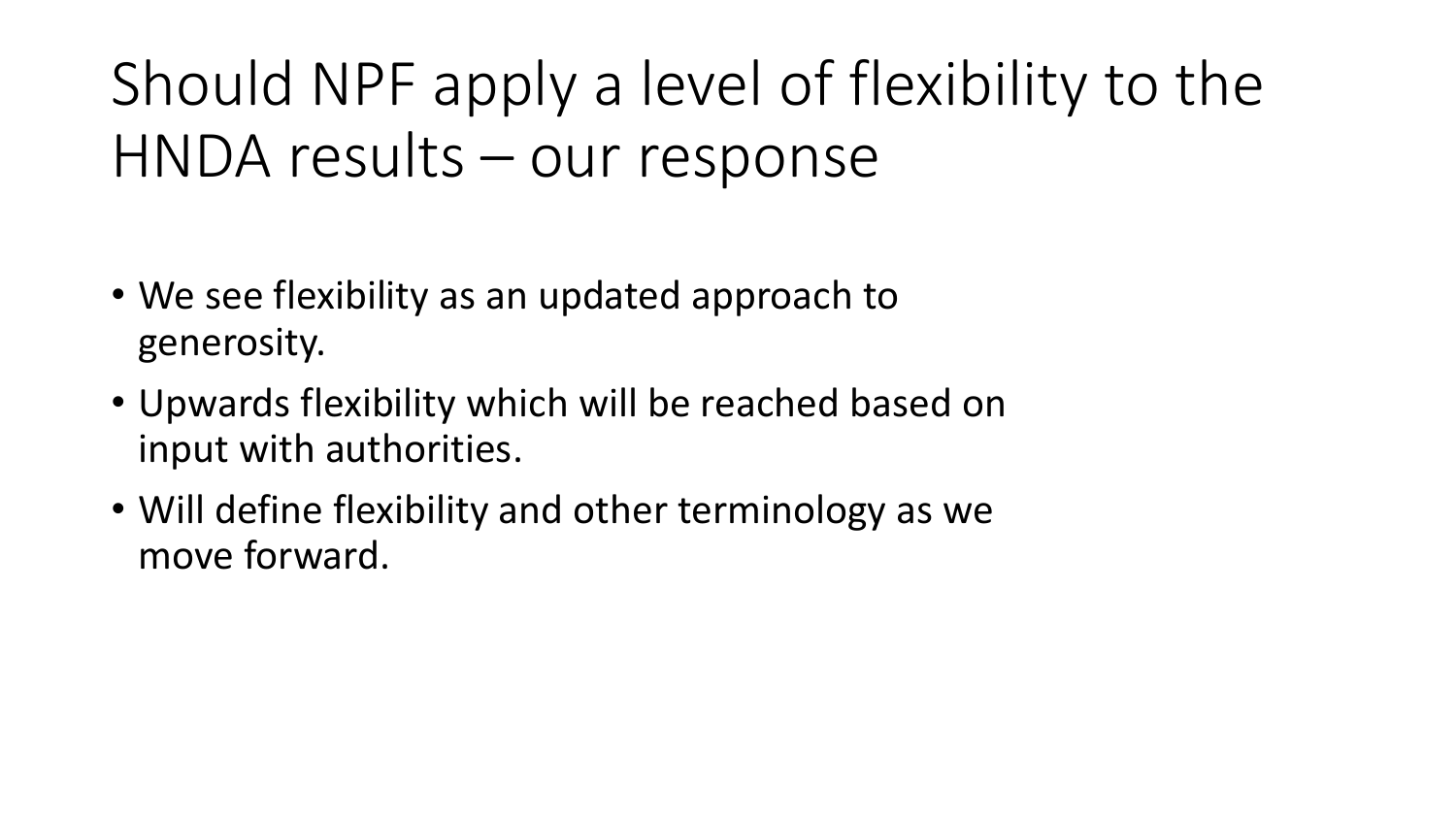# Should NPF apply a level of flexibility to the HNDA results – our response

- We see flexibility as an updated approach to generosity.
- Upwards flexibility which will be reached based on input with authorities.
- Will define flexibility and other terminology as we move forward.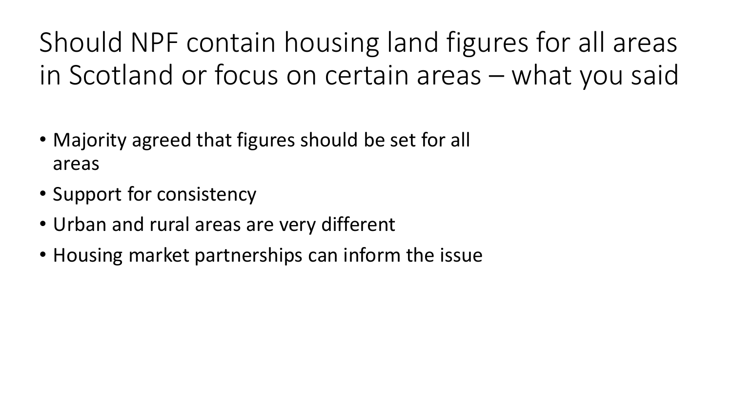# Should NPF contain housing land figures for all areas in Scotland or focus on certain areas – what you said

- Majority agreed that figures should be set for all areas
- Support for consistency
- Urban and rural areas are very different
- Housing market partnerships can inform the issue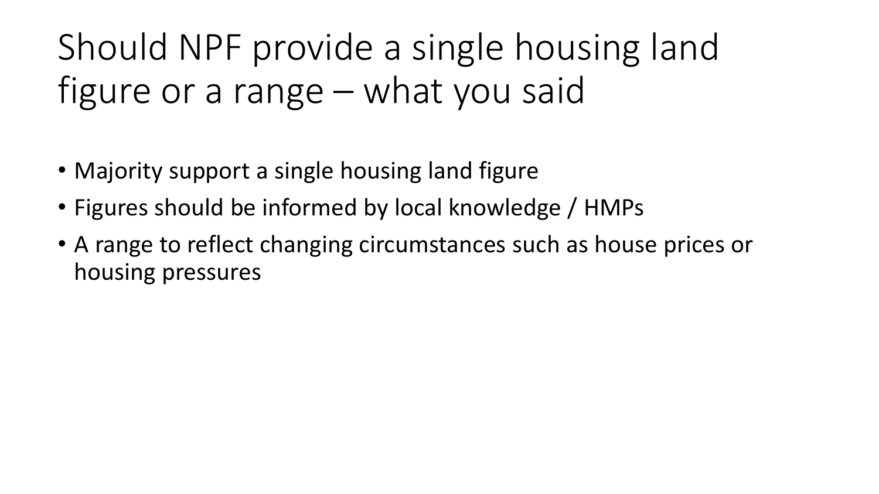# Should NPF provide a single housing land figure or a range – what you said

- Majority support a single housing land figure
- Figures should be informed by local knowledge / HMPs
- A range to reflect changing circumstances such as house prices or housing pressures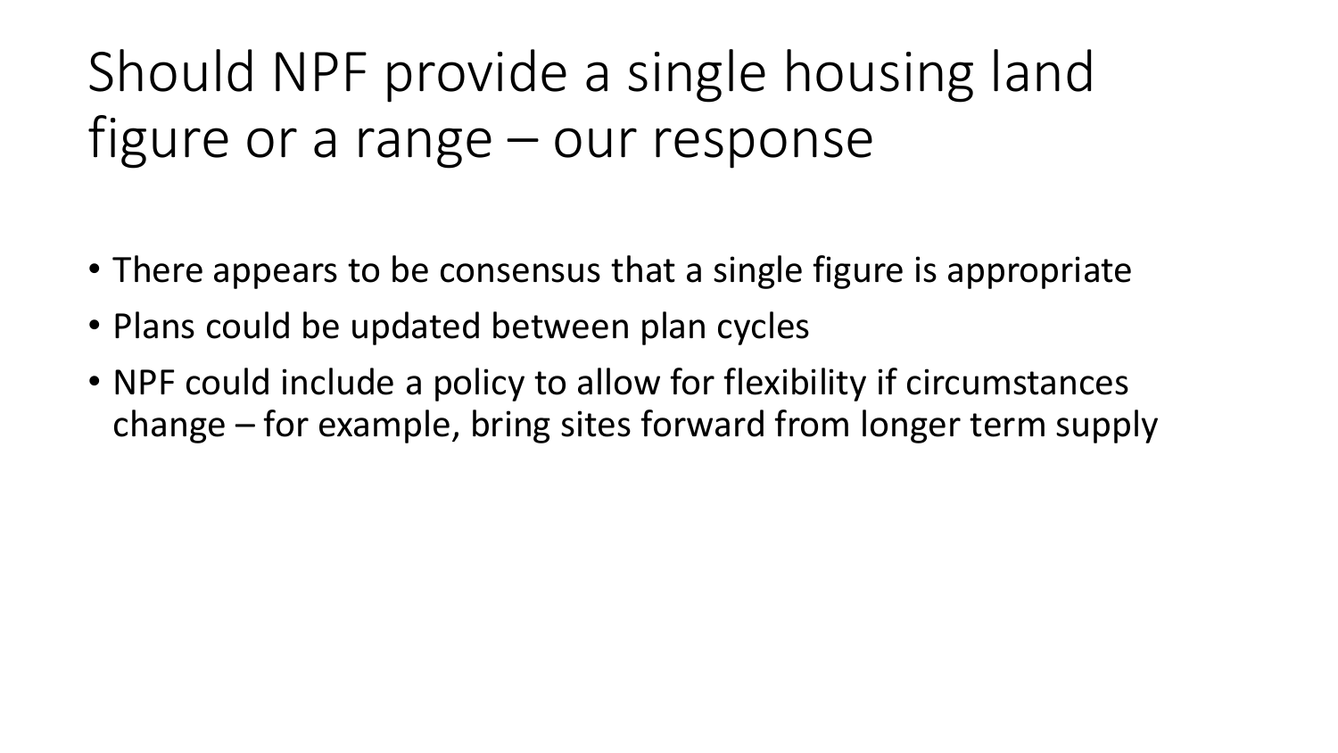# Should NPF provide a single housing land figure or a range – our response

- There appears to be consensus that a single figure is appropriate
- Plans could be updated between plan cycles
- NPF could include a policy to allow for flexibility if circumstances change – for example, bring sites forward from longer term supply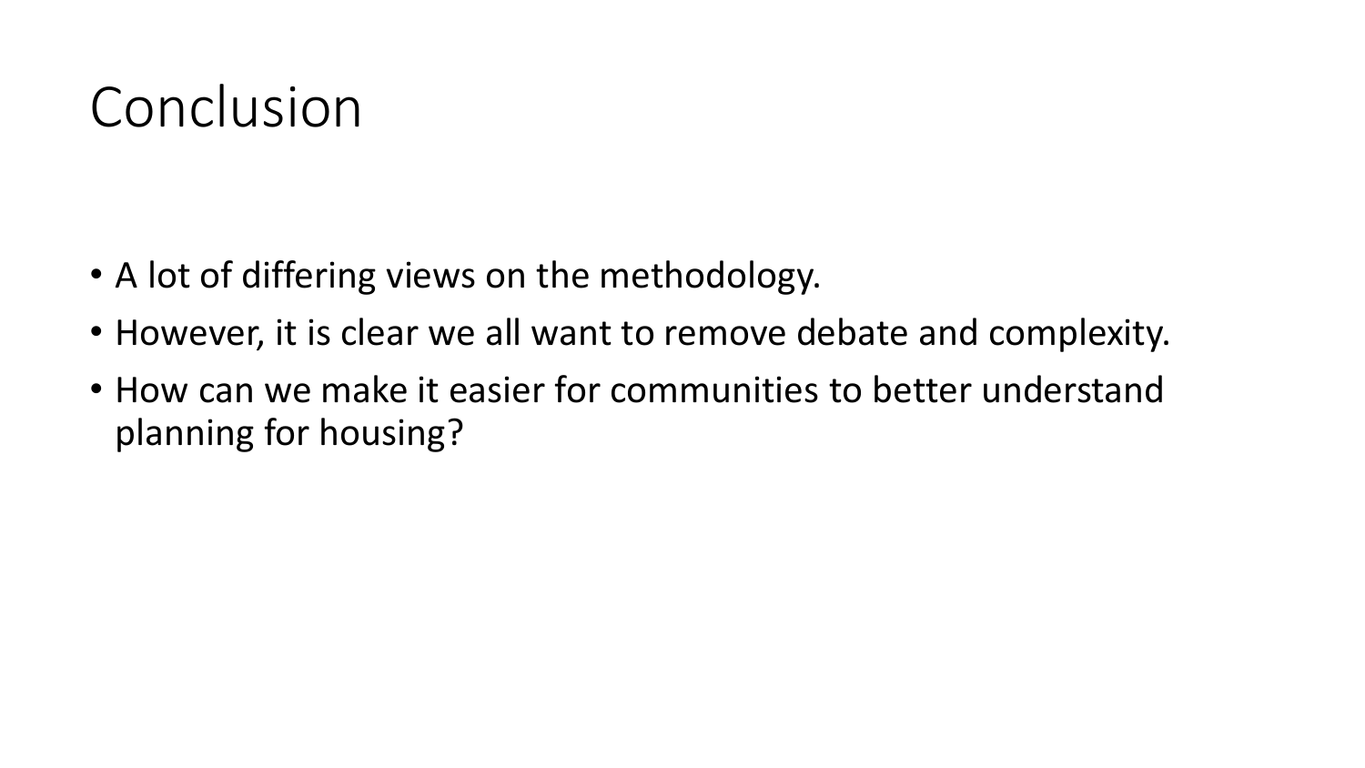# Conclusion

- A lot of differing views on the methodology.
- However, it is clear we all want to remove debate and complexity.
- How can we make it easier for communities to better understand planning for housing?